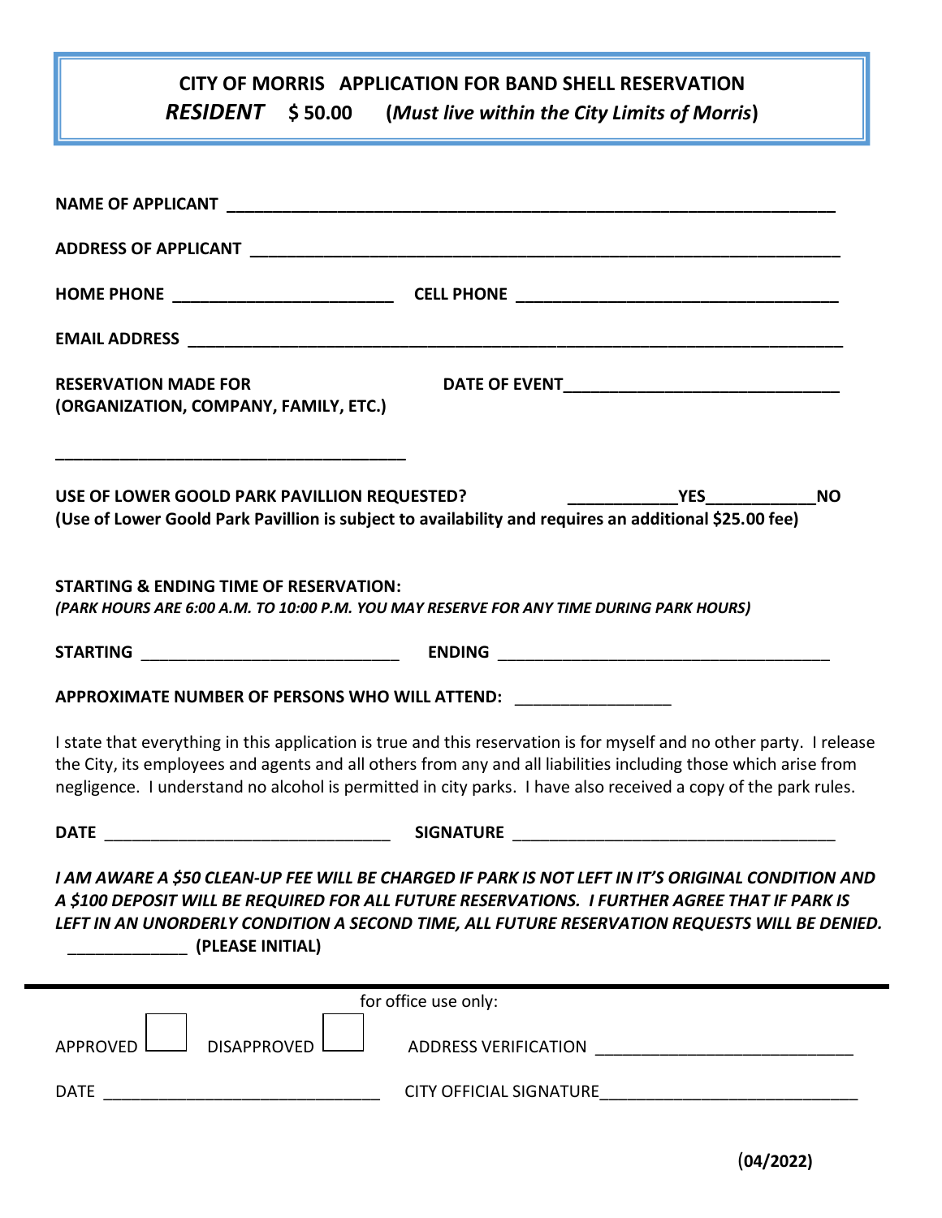# CITY OF MORRIS APPLICATION FOR BAND SHELL RESERVATION

***RESIDENT*** **$ 50.00** **(*Must live within the City Limits of Morris*)**

**NAME OF APPLICANT** ____________________________________________________________________

**ADDRESS OF APPLICANT** _________________________________________________________________

**HOME PHONE** ________________________ **CELL PHONE** ____________________________________

**EMAIL ADDRESS** _______________________________________________________________________

**RESERVATION MADE FOR** **DATE OF EVENT** ____________________________
**(ORGANIZATION, COMPANY, FAMILY, ETC.)**

______________________________________

**USE OF LOWER GOOLD PARK PAVILLION REQUESTED?** ____________**YES**____________**NO**
**(Use of Lower Goold Park Pavillion is subject to availability and requires an additional $25.00 fee)**

**STARTING & ENDING TIME OF RESERVATION:**
***(PARK HOURS ARE 6:00 A.M. TO 10:00 P.M. YOU MAY RESERVE FOR ANY TIME DURING PARK HOURS)***

**STARTING** ____________________________ **ENDING** ____________________________________

**APPROXIMATE NUMBER OF PERSONS WHO WILL ATTEND:** _________________

I state that everything in this application is true and this reservation is for myself and no other party. I release the City, its employees and agents and all others from any and all liabilities including those which arise from negligence. I understand no alcohol is permitted in city parks. I have also received a copy of the park rules.

**DATE** _______________________________ **SIGNATURE** ___________________________________

***I AM AWARE A $50 CLEAN-UP FEE WILL BE CHARGED IF PARK IS NOT LEFT IN IT'S ORIGINAL CONDITION AND A $100 DEPOSIT WILL BE REQUIRED FOR ALL FUTURE RESERVATIONS. I FURTHER AGREE THAT IF PARK IS LEFT IN AN UNORDERLY CONDITION A SECOND TIME, ALL FUTURE RESERVATION REQUESTS WILL BE DENIED.***
_____________ **(PLEASE INITIAL)**

---

for office use only:

APPROVED ☐ DISAPPROVED ☐ ADDRESS VERIFICATION ___________________________

DATE ______________________________ CITY OFFICIAL SIGNATURE___________________________

**(04/2022)**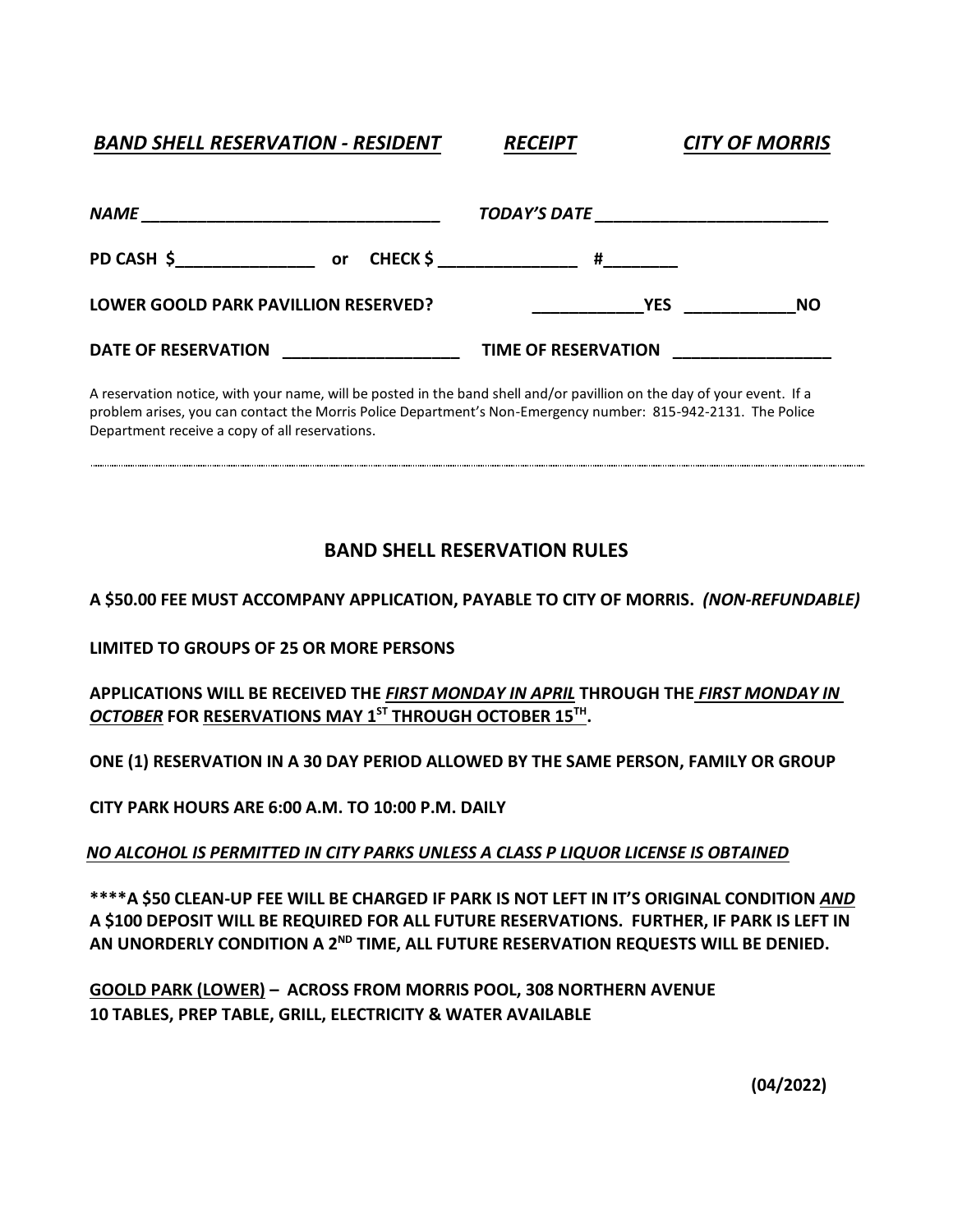***BAND SHELL RESERVATION - RESIDENT*** ***RECEIPT*** ***CITY OF MORRIS***

***NAME*** ________________________________ ***TODAY'S DATE*** ________________________

**PD CASH $**_______________ **or CHECK $** _______________ **#**________

**LOWER GOOLD PARK PAVILLION RESERVED?** ____________**YES** ____________**NO**

**DATE OF RESERVATION** ___________________ **TIME OF RESERVATION** _________________

A reservation notice, with your name, will be posted in the band shell and/or pavillion on the day of your event. If a problem arises, you can contact the Morris Police Department's Non-Emergency number: 815-942-2131. The Police Department receive a copy of all reservations.

---

## BAND SHELL RESERVATION RULES

**A $50.00 FEE MUST ACCOMPANY APPLICATION, PAYABLE TO CITY OF MORRIS.** ***(NON-REFUNDABLE)***

**LIMITED TO GROUPS OF 25 OR MORE PERSONS**

**APPLICATIONS WILL BE RECEIVED THE *FIRST MONDAY IN APRIL* THROUGH THE *FIRST MONDAY IN OCTOBER* FOR RESERVATIONS MAY 1ST THROUGH OCTOBER 15TH.**

**ONE (1) RESERVATION IN A 30 DAY PERIOD ALLOWED BY THE SAME PERSON, FAMILY OR GROUP**

**CITY PARK HOURS ARE 6:00 A.M. TO 10:00 P.M. DAILY**

***NO ALCOHOL IS PERMITTED IN CITY PARKS UNLESS A CLASS P LIQUOR LICENSE IS OBTAINED***

**\*\*\*\*A $50 CLEAN-UP FEE WILL BE CHARGED IF PARK IS NOT LEFT IN IT'S ORIGINAL CONDITION *AND* A $100 DEPOSIT WILL BE REQUIRED FOR ALL FUTURE RESERVATIONS. FURTHER, IF PARK IS LEFT IN AN UNORDERLY CONDITION A 2ND TIME, ALL FUTURE RESERVATION REQUESTS WILL BE DENIED.**

**GOOLD PARK (LOWER) – ACROSS FROM MORRIS POOL, 308 NORTHERN AVENUE**
**10 TABLES, PREP TABLE, GRILL, ELECTRICITY & WATER AVAILABLE**

**(04/2022)**